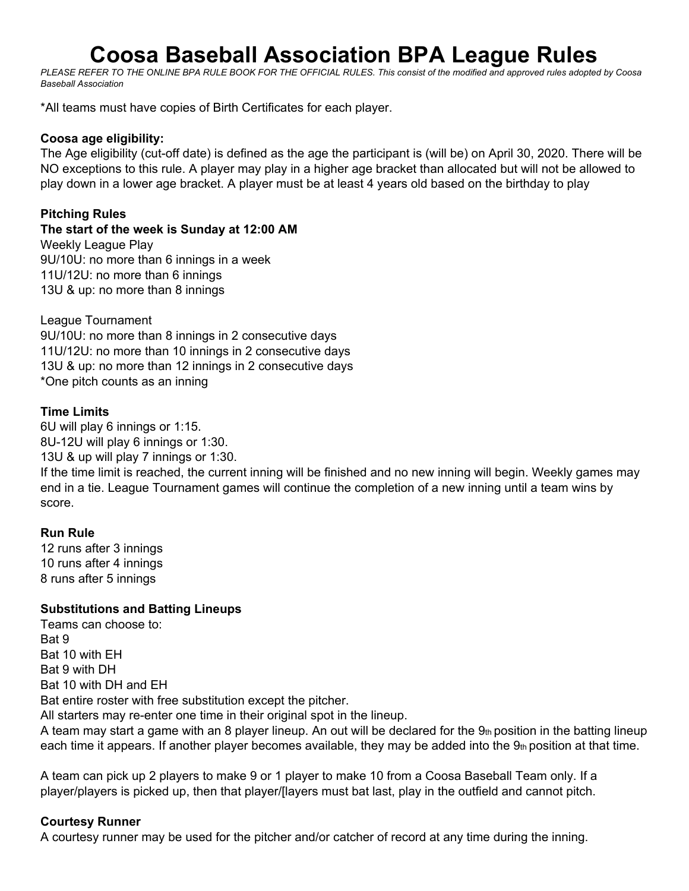# Coosa Baseball Association BPA League Rules

*PLEASE REFER TO THE ONLINE BPA RULE BOOK FOR THE OFFICIAL RULES. This consist of the modified and approved rules adopted by Coosa Baseball Association*

*All teams must have copies of Birth Certificates for each player.

**Coosa age eligibility:**

The Age eligibility (cut-off date) is defined as the age the participant is (will be) on April 30, 2020. There will be NO exceptions to this rule. A player may play in a higher age bracket than allocated but will not be allowed to play down in a lower age bracket. A player must be at least 4 years old based on the birthday to play

**Pitching Rules**

**The start of the week is Sunday at 12:00 AM**

Weekly League Play
9U/10U: no more than 6 innings in a week
11U/12U: no more than 6 innings
13U & up: no more than 8 innings

League Tournament
9U/10U: no more than 8 innings in 2 consecutive days
11U/12U: no more than 10 innings in 2 consecutive days
13U & up: no more than 12 innings in 2 consecutive days
*One pitch counts as an inning

**Time Limits**

6U will play 6 innings or 1:15.
8U-12U will play 6 innings or 1:30.
13U & up will play 7 innings or 1:30.
If the time limit is reached, the current inning will be finished and no new inning will begin. Weekly games may end in a tie. League Tournament games will continue the completion of a new inning until a team wins by score.

**Run Rule**

12 runs after 3 innings
10 runs after 4 innings
8 runs after 5 innings

**Substitutions and Batting Lineups**

Teams can choose to:
Bat 9
Bat 10 with EH
Bat 9 with DH
Bat 10 with DH and EH
Bat entire roster with free substitution except the pitcher.
All starters may re-enter one time in their original spot in the lineup.
A team may start a game with an 8 player lineup. An out will be declared for the 9th position in the batting lineup each time it appears. If another player becomes available, they may be added into the 9th position at that time.

A team can pick up 2 players to make 9 or 1 player to make 10 from a Coosa Baseball Team only. If a player/players is picked up, then that player/[layers must bat last, play in the outfield and cannot pitch.

**Courtesy Runner**

A courtesy runner may be used for the pitcher and/or catcher of record at any time during the inning.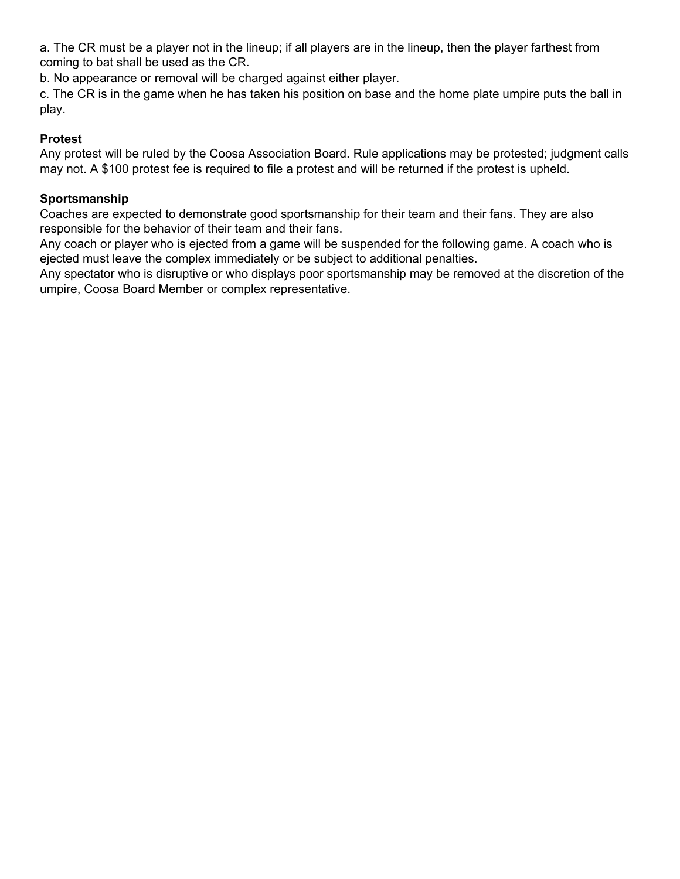a. The CR must be a player not in the lineup; if all players are in the lineup, then the player farthest from coming to bat shall be used as the CR.
b. No appearance or removal will be charged against either player.
c. The CR is in the game when he has taken his position on base and the home plate umpire puts the ball in play.

**Protest**
Any protest will be ruled by the Coosa Association Board. Rule applications may be protested; judgment calls may not. A $100 protest fee is required to file a protest and will be returned if the protest is upheld.

**Sportsmanship**
Coaches are expected to demonstrate good sportsmanship for their team and their fans. They are also responsible for the behavior of their team and their fans.
Any coach or player who is ejected from a game will be suspended for the following game. A coach who is ejected must leave the complex immediately or be subject to additional penalties.
Any spectator who is disruptive or who displays poor sportsmanship may be removed at the discretion of the umpire, Coosa Board Member or complex representative.